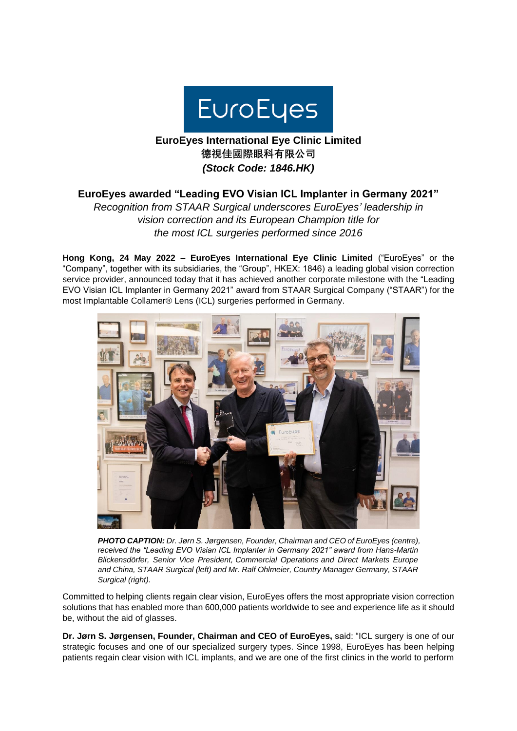EuroEyes

**EuroEyes International Eye Clinic Limited**
**德視佳國際眼科有限公司**
***(Stock Code: 1846.HK)***

## EuroEyes awarded "Leading EVO Visian ICL Implanter in Germany 2021"

*Recognition from STAAR Surgical underscores EuroEyes' leadership in vision correction and its European Champion title for the most ICL surgeries performed since 2016*

**Hong Kong, 24 May 2022 – EuroEyes International Eye Clinic Limited** ("EuroEyes" or the "Company", together with its subsidiaries, the "Group", HKEX: 1846) a leading global vision correction service provider, announced today that it has achieved another corporate milestone with the "Leading EVO Visian ICL Implanter in Germany 2021" award from STAAR Surgical Company ("STAAR") for the most Implantable Collamer® Lens (ICL) surgeries performed in Germany.

***PHOTO CAPTION:*** *Dr. Jørn S. Jørgensen, Founder, Chairman and CEO of EuroEyes (centre), received the "Leading EVO Visian ICL Implanter in Germany 2021" award from Hans-Martin Blickensdörfer, Senior Vice President, Commercial Operations and Direct Markets Europe and China, STAAR Surgical (left) and Mr. Ralf Ohlmeier, Country Manager Germany, STAAR Surgical (right).*

Committed to helping clients regain clear vision, EuroEyes offers the most appropriate vision correction solutions that has enabled more than 600,000 patients worldwide to see and experience life as it should be, without the aid of glasses.

**Dr. Jørn S. Jørgensen, Founder, Chairman and CEO of EuroEyes,** said: "ICL surgery is one of our strategic focuses and one of our specialized surgery types. Since 1998, EuroEyes has been helping patients regain clear vision with ICL implants, and we are one of the first clinics in the world to perform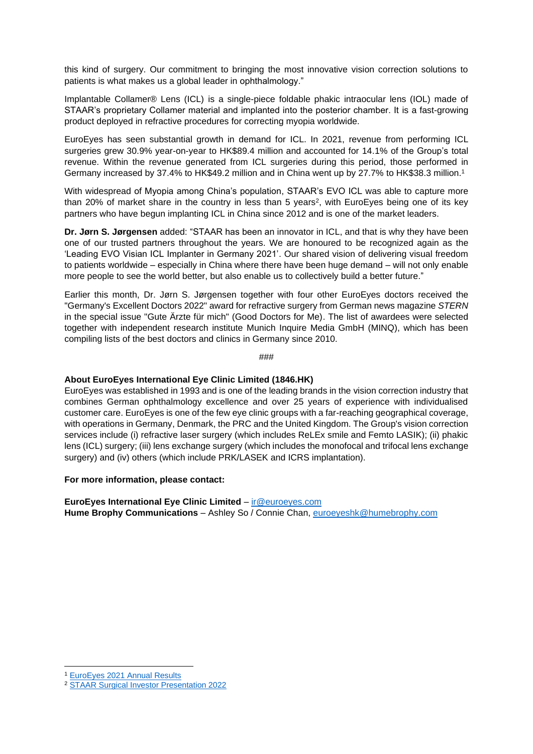this kind of surgery. Our commitment to bringing the most innovative vision correction solutions to patients is what makes us a global leader in ophthalmology."

Implantable Collamer® Lens (ICL) is a single-piece foldable phakic intraocular lens (IOL) made of STAAR's proprietary Collamer material and implanted into the posterior chamber. It is a fast-growing product deployed in refractive procedures for correcting myopia worldwide.

EuroEyes has seen substantial growth in demand for ICL. In 2021, revenue from performing ICL surgeries grew 30.9% year-on-year to HK$89.4 million and accounted for 14.1% of the Group's total revenue. Within the revenue generated from ICL surgeries during this period, those performed in Germany increased by 37.4% to HK$49.2 million and in China went up by 27.7% to HK$38.3 million.[1]

With widespread of Myopia among China's population, STAAR's EVO ICL was able to capture more than 20% of market share in the country in less than 5 years[2], with EuroEyes being one of its key partners who have begun implanting ICL in China since 2012 and is one of the market leaders.

**Dr. Jørn S. Jørgensen** added: "STAAR has been an innovator in ICL, and that is why they have been one of our trusted partners throughout the years. We are honoured to be recognized again as the 'Leading EVO Visian ICL Implanter in Germany 2021'. Our shared vision of delivering visual freedom to patients worldwide – especially in China where there have been huge demand – will not only enable more people to see the world better, but also enable us to collectively build a better future."

Earlier this month, Dr. Jørn S. Jørgensen together with four other EuroEyes doctors received the "Germany's Excellent Doctors 2022" award for refractive surgery from German news magazine *STERN* in the special issue "Gute Ärzte für mich" (Good Doctors for Me). The list of awardees were selected together with independent research institute Munich Inquire Media GmbH (MINQ), which has been compiling lists of the best doctors and clinics in Germany since 2010.

###

**About EuroEyes International Eye Clinic Limited (1846.HK)**

EuroEyes was established in 1993 and is one of the leading brands in the vision correction industry that combines German ophthalmology excellence and over 25 years of experience with individualised customer care. EuroEyes is one of the few eye clinic groups with a far-reaching geographical coverage, with operations in Germany, Denmark, the PRC and the United Kingdom. The Group's vision correction services include (i) refractive laser surgery (which includes ReLEx smile and Femto LASIK); (ii) phakic lens (ICL) surgery; (iii) lens exchange surgery (which includes the monofocal and trifocal lens exchange surgery) and (iv) others (which include PRK/LASEK and ICRS implantation).

**For more information, please contact:**

**EuroEyes International Eye Clinic Limited** – ir@euroeyes.com
**Hume Brophy Communications** – Ashley So / Connie Chan, euroeyeshk@humebrophy.com

[1] EuroEyes 2021 Annual Results
[2] STAAR Surgical Investor Presentation 2022